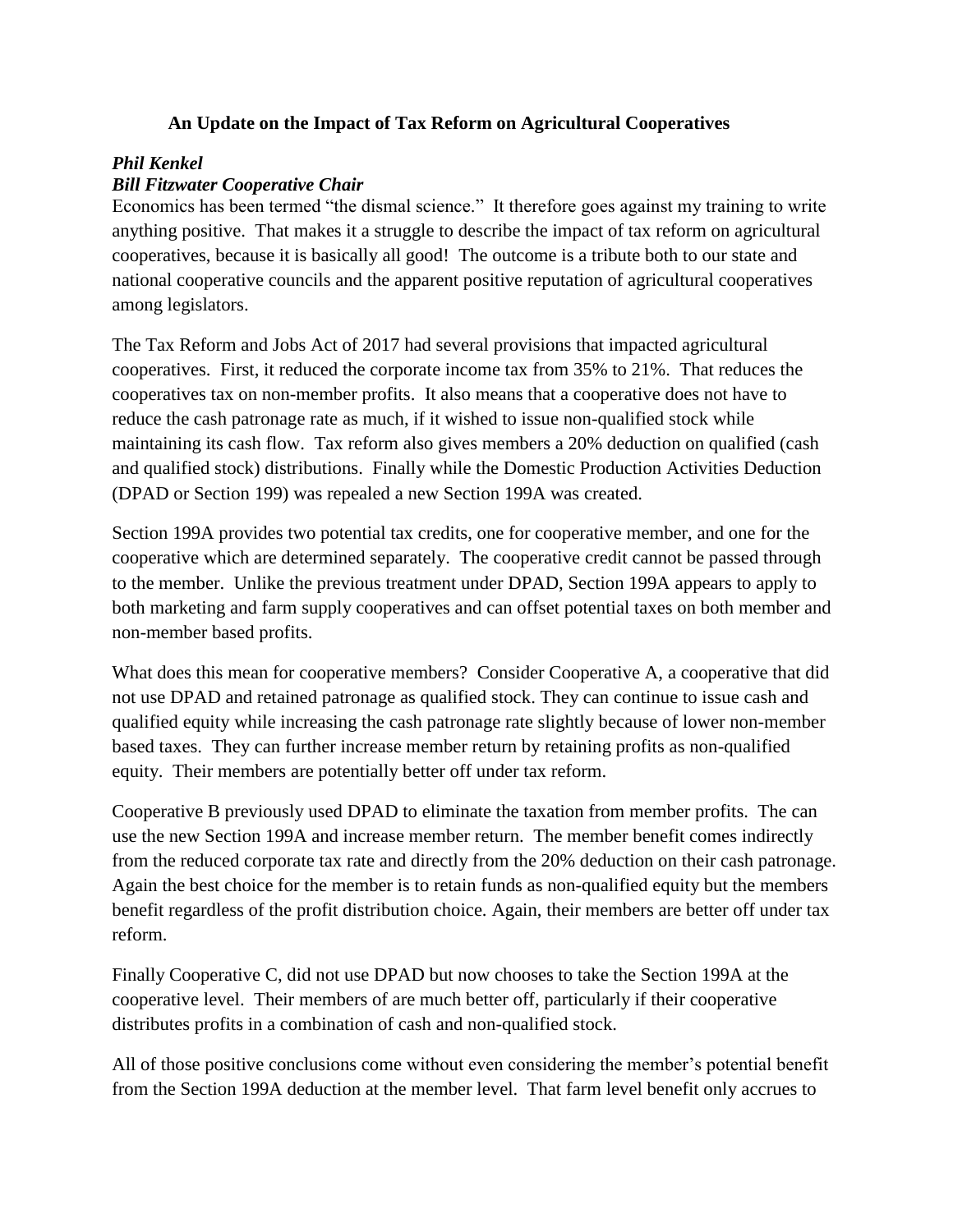## An Update on the Impact of Tax Reform on Agricultural Cooperatives

***Phil Kenkel***
***Bill Fitzwater Cooperative Chair***

Economics has been termed "the dismal science." It therefore goes against my training to write anything positive. That makes it a struggle to describe the impact of tax reform on agricultural cooperatives, because it is basically all good! The outcome is a tribute both to our state and national cooperative councils and the apparent positive reputation of agricultural cooperatives among legislators.

The Tax Reform and Jobs Act of 2017 had several provisions that impacted agricultural cooperatives. First, it reduced the corporate income tax from 35% to 21%. That reduces the cooperatives tax on non-member profits. It also means that a cooperative does not have to reduce the cash patronage rate as much, if it wished to issue non-qualified stock while maintaining its cash flow. Tax reform also gives members a 20% deduction on qualified (cash and qualified stock) distributions. Finally while the Domestic Production Activities Deduction (DPAD or Section 199) was repealed a new Section 199A was created.

Section 199A provides two potential tax credits, one for cooperative member, and one for the cooperative which are determined separately. The cooperative credit cannot be passed through to the member. Unlike the previous treatment under DPAD, Section 199A appears to apply to both marketing and farm supply cooperatives and can offset potential taxes on both member and non-member based profits.

What does this mean for cooperative members? Consider Cooperative A, a cooperative that did not use DPAD and retained patronage as qualified stock. They can continue to issue cash and qualified equity while increasing the cash patronage rate slightly because of lower non-member based taxes. They can further increase member return by retaining profits as non-qualified equity. Their members are potentially better off under tax reform.

Cooperative B previously used DPAD to eliminate the taxation from member profits. The can use the new Section 199A and increase member return. The member benefit comes indirectly from the reduced corporate tax rate and directly from the 20% deduction on their cash patronage. Again the best choice for the member is to retain funds as non-qualified equity but the members benefit regardless of the profit distribution choice. Again, their members are better off under tax reform.

Finally Cooperative C, did not use DPAD but now chooses to take the Section 199A at the cooperative level. Their members of are much better off, particularly if their cooperative distributes profits in a combination of cash and non-qualified stock.

All of those positive conclusions come without even considering the member's potential benefit from the Section 199A deduction at the member level. That farm level benefit only accrues to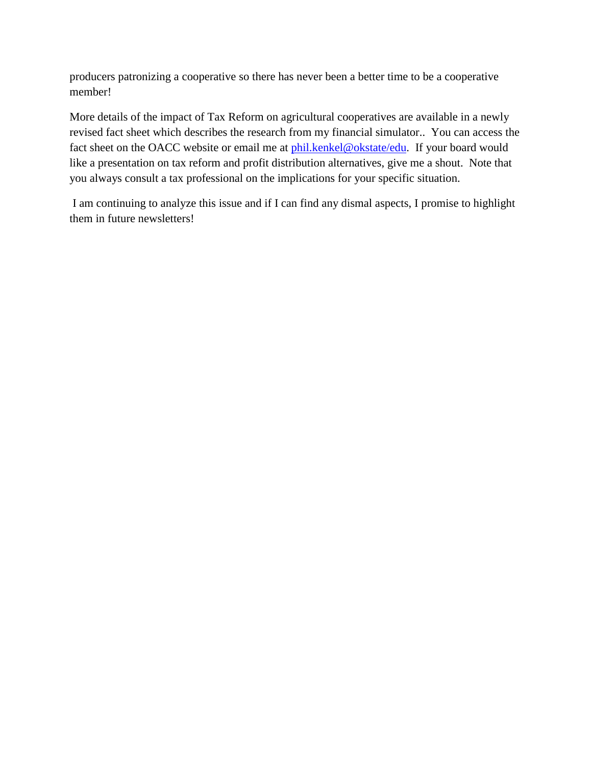producers patronizing a cooperative so there has never been a better time to be a cooperative member!

More details of the impact of Tax Reform on agricultural cooperatives are available in a newly revised fact sheet which describes the research from my financial simulator.. You can access the fact sheet on the OACC website or email me at [phil.kenkel@okstate/edu](mailto:phil.kenkel@okstate/edu). If your board would like a presentation on tax reform and profit distribution alternatives, give me a shout. Note that you always consult a tax professional on the implications for your specific situation.

I am continuing to analyze this issue and if I can find any dismal aspects, I promise to highlight them in future newsletters!